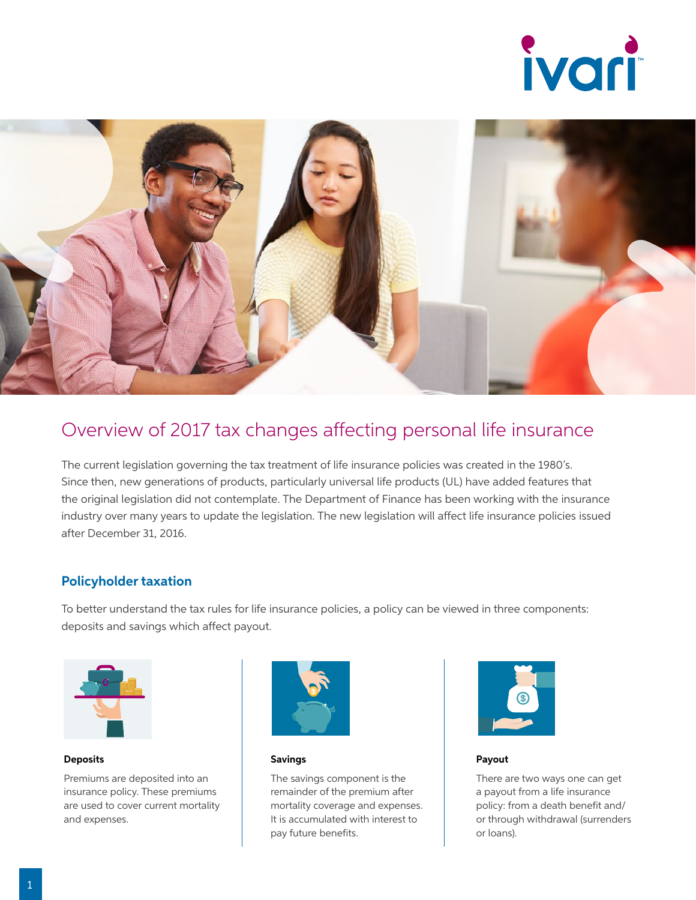# Overview of 2017 tax changes affecting personal life insurance

The current legislation governing the tax treatment of life insurance policies was created in the 1980's. Since then, new generations of products, particularly universal life products (UL) have added features that the original legislation did not contemplate. The Department of Finance has been working with the insurance industry over many years to update the legislation. The new legislation will affect life insurance policies issued after December 31, 2016.

## Policyholder taxation

To better understand the tax rules for life insurance policies, a policy can be viewed in three components: deposits and savings which affect payout.

**Deposits**

Premiums are deposited into an insurance policy. These premiums are used to cover current mortality and expenses.

**Savings**

The savings component is the remainder of the premium after mortality coverage and expenses. It is accumulated with interest to pay future benefits.

**Payout**

There are two ways one can get a payout from a life insurance policy: from a death benefit and/or through withdrawal (surrenders or loans).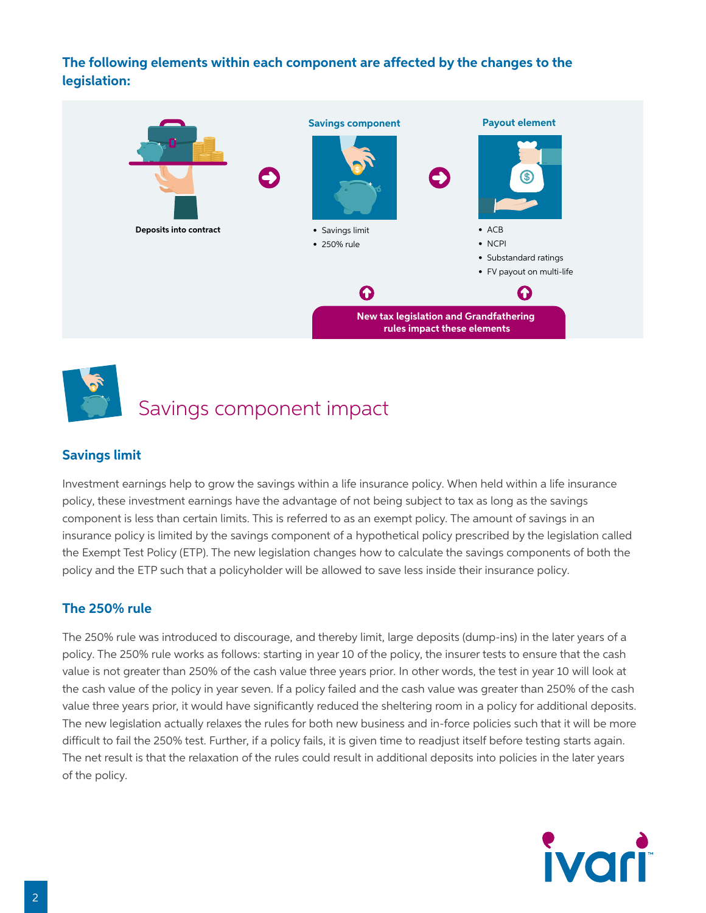### The following elements within each component are affected by the changes to the legislation:

**Deposits into contract**

**Savings component**

- Savings limit
- 250% rule

**Payout element**

- ACB
- NCPI
- Substandard ratings
- FV payout on multi-life

**New tax legislation and Grandfathering rules impact these elements**

# Savings component impact

### Savings limit

Investment earnings help to grow the savings within a life insurance policy. When held within a life insurance policy, these investment earnings have the advantage of not being subject to tax as long as the savings component is less than certain limits. This is referred to as an exempt policy. The amount of savings in an insurance policy is limited by the savings component of a hypothetical policy prescribed by the legislation called the Exempt Test Policy (ETP). The new legislation changes how to calculate the savings components of both the policy and the ETP such that a policyholder will be allowed to save less inside their insurance policy.

### The 250% rule

The 250% rule was introduced to discourage, and thereby limit, large deposits (dump-ins) in the later years of a policy. The 250% rule works as follows: starting in year 10 of the policy, the insurer tests to ensure that the cash value is not greater than 250% of the cash value three years prior. In other words, the test in year 10 will look at the cash value of the policy in year seven. If a policy failed and the cash value was greater than 250% of the cash value three years prior, it would have significantly reduced the sheltering room in a policy for additional deposits. The new legislation actually relaxes the rules for both new business and in-force policies such that it will be more difficult to fail the 250% test. Further, if a policy fails, it is given time to readjust itself before testing starts again. The net result is that the relaxation of the rules could result in additional deposits into policies in the later years of the policy.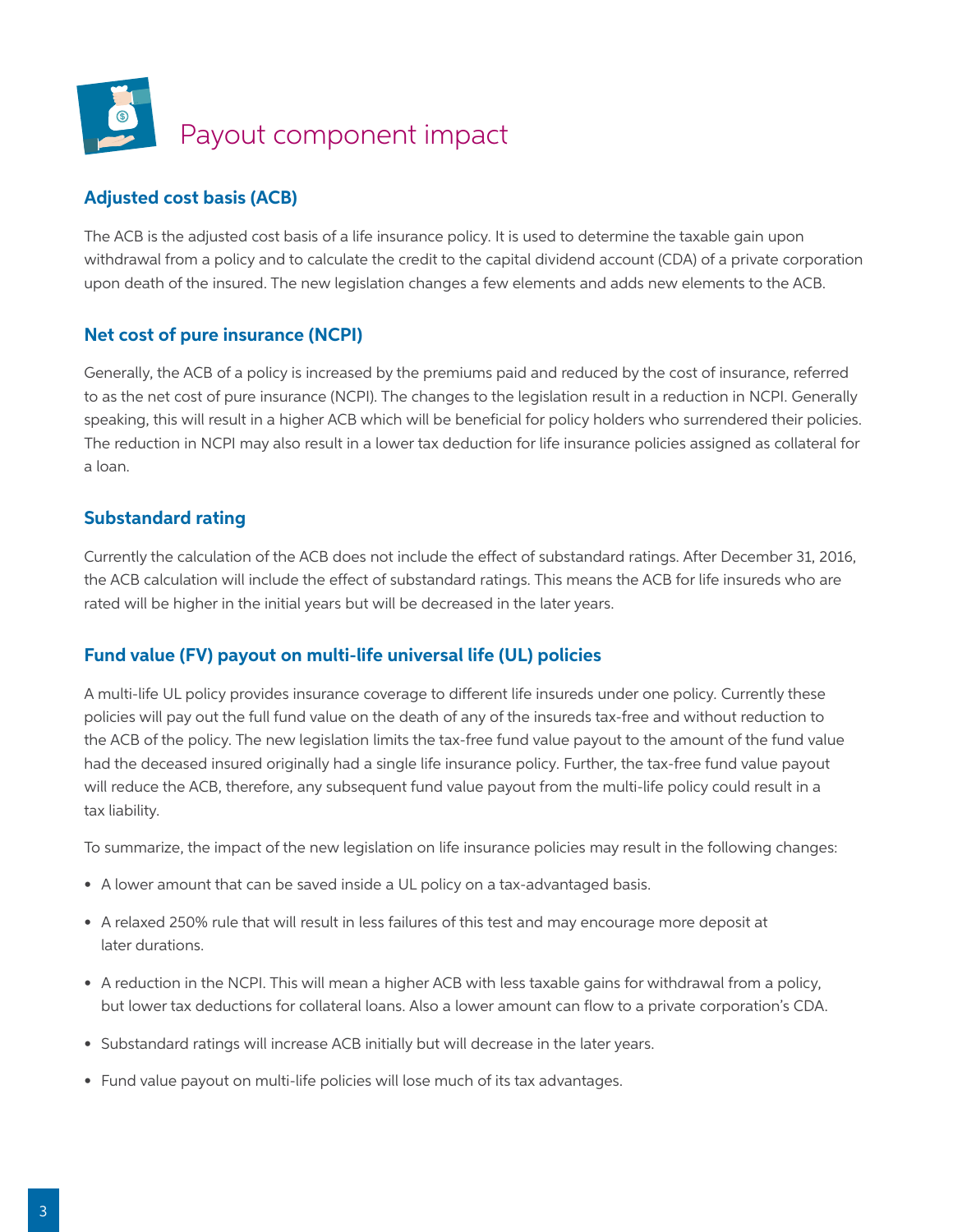# Payout component impact

### Adjusted cost basis (ACB)

The ACB is the adjusted cost basis of a life insurance policy. It is used to determine the taxable gain upon withdrawal from a policy and to calculate the credit to the capital dividend account (CDA) of a private corporation upon death of the insured. The new legislation changes a few elements and adds new elements to the ACB.

### Net cost of pure insurance (NCPI)

Generally, the ACB of a policy is increased by the premiums paid and reduced by the cost of insurance, referred to as the net cost of pure insurance (NCPI). The changes to the legislation result in a reduction in NCPI. Generally speaking, this will result in a higher ACB which will be beneficial for policy holders who surrendered their policies. The reduction in NCPI may also result in a lower tax deduction for life insurance policies assigned as collateral for a loan.

### Substandard rating

Currently the calculation of the ACB does not include the effect of substandard ratings. After December 31, 2016, the ACB calculation will include the effect of substandard ratings. This means the ACB for life insureds who are rated will be higher in the initial years but will be decreased in the later years.

### Fund value (FV) payout on multi-life universal life (UL) policies

A multi-life UL policy provides insurance coverage to different life insureds under one policy. Currently these policies will pay out the full fund value on the death of any of the insureds tax-free and without reduction to the ACB of the policy. The new legislation limits the tax-free fund value payout to the amount of the fund value had the deceased insured originally had a single life insurance policy. Further, the tax-free fund value payout will reduce the ACB, therefore, any subsequent fund value payout from the multi-life policy could result in a tax liability.

To summarize, the impact of the new legislation on life insurance policies may result in the following changes:

- A lower amount that can be saved inside a UL policy on a tax-advantaged basis.
- A relaxed 250% rule that will result in less failures of this test and may encourage more deposit at later durations.
- A reduction in the NCPI. This will mean a higher ACB with less taxable gains for withdrawal from a policy, but lower tax deductions for collateral loans. Also a lower amount can flow to a private corporation's CDA.
- Substandard ratings will increase ACB initially but will decrease in the later years.
- Fund value payout on multi-life policies will lose much of its tax advantages.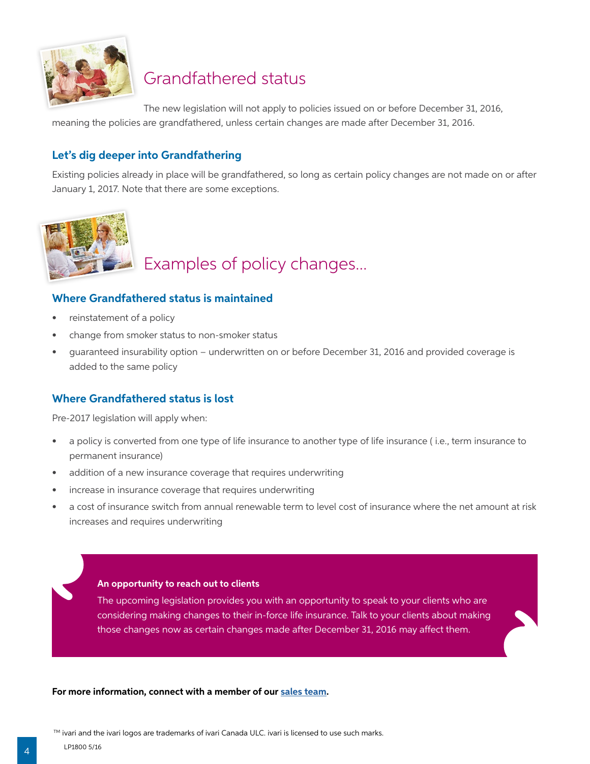# Grandfathered status

The new legislation will not apply to policies issued on or before December 31, 2016, meaning the policies are grandfathered, unless certain changes are made after December 31, 2016.

### Let's dig deeper into Grandfathering

Existing policies already in place will be grandfathered, so long as certain policy changes are not made on or after January 1, 2017. Note that there are some exceptions.

# Examples of policy changes...

### Where Grandfathered status is maintained

- reinstatement of a policy
- change from smoker status to non-smoker status
- guaranteed insurability option – underwritten on or before December 31, 2016 and provided coverage is added to the same policy

### Where Grandfathered status is lost

Pre-2017 legislation will apply when:

- a policy is converted from one type of life insurance to another type of life insurance ( i.e., term insurance to permanent insurance)
- addition of a new insurance coverage that requires underwriting
- increase in insurance coverage that requires underwriting
- a cost of insurance switch from annual renewable term to level cost of insurance where the net amount at risk increases and requires underwriting

**An opportunity to reach out to clients**

The upcoming legislation provides you with an opportunity to speak to your clients who are considering making changes to their in-force life insurance. Talk to your clients about making those changes now as certain changes made after December 31, 2016 may affect them.

**For more information, connect with a member of our sales team.**

™ ivari and the ivari logos are trademarks of ivari Canada ULC. ivari is licensed to use such marks.

LP1800 5/16